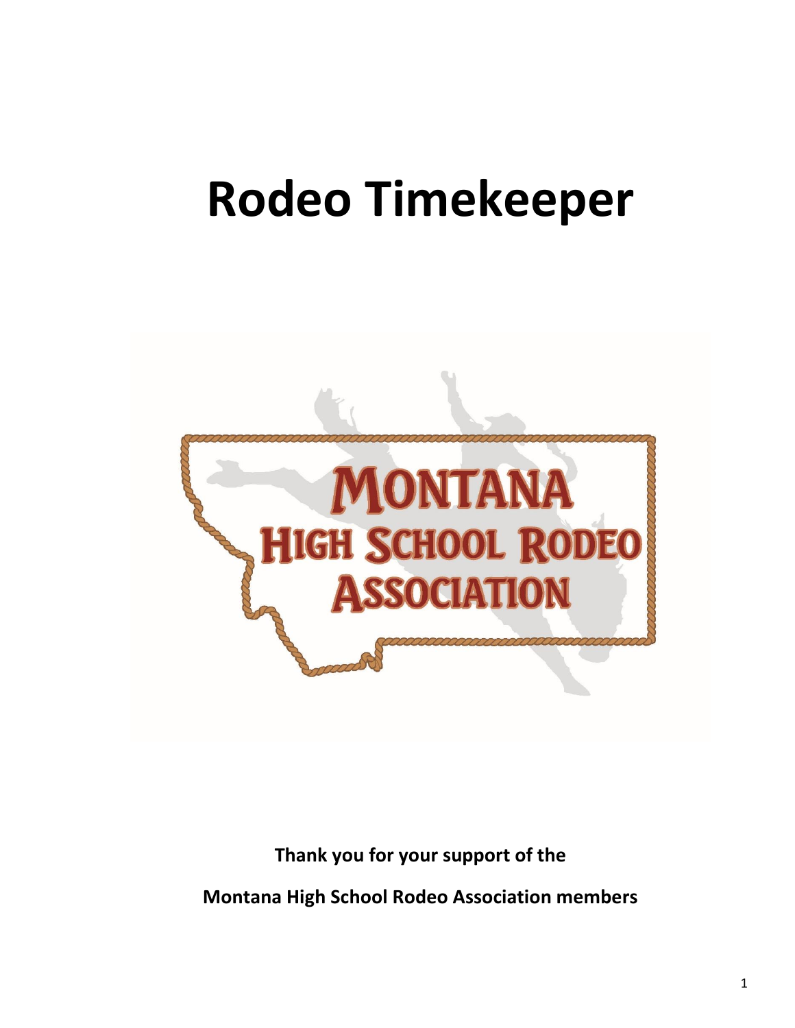# Rodeo Timekeeper

**Thank you for your support of the**

**Montana High School Rodeo Association members**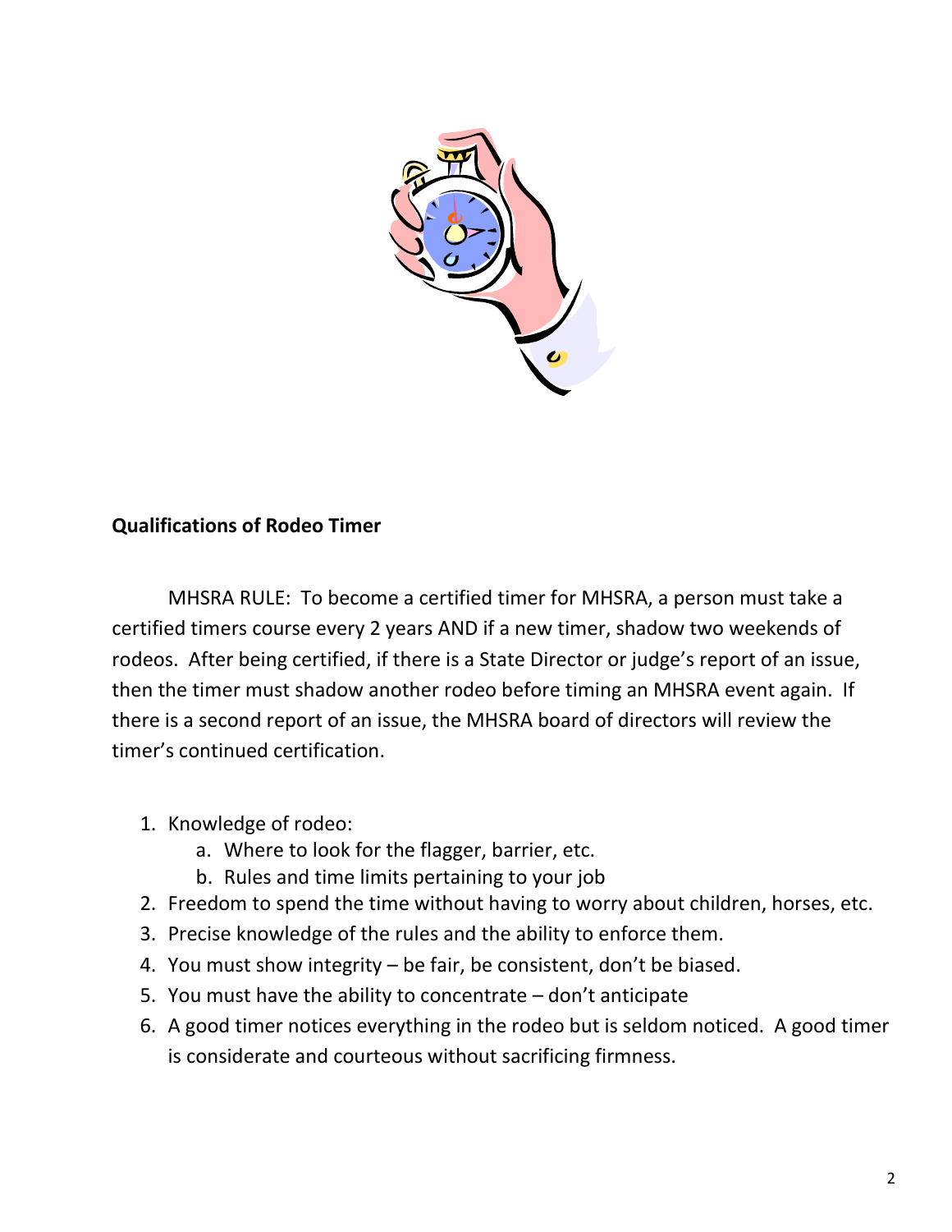**Qualifications of Rodeo Timer**

MHSRA RULE: To become a certified timer for MHSRA, a person must take a certified timers course every 2 years AND if a new timer, shadow two weekends of rodeos. After being certified, if there is a State Director or judge's report of an issue, then the timer must shadow another rodeo before timing an MHSRA event again. If there is a second report of an issue, the MHSRA board of directors will review the timer's continued certification.

1. Knowledge of rodeo:
   a. Where to look for the flagger, barrier, etc.
   b. Rules and time limits pertaining to your job
2. Freedom to spend the time without having to worry about children, horses, etc.
3. Precise knowledge of the rules and the ability to enforce them.
4. You must show integrity – be fair, be consistent, don't be biased.
5. You must have the ability to concentrate – don't anticipate
6. A good timer notices everything in the rodeo but is seldom noticed. A good timer is considerate and courteous without sacrificing firmness.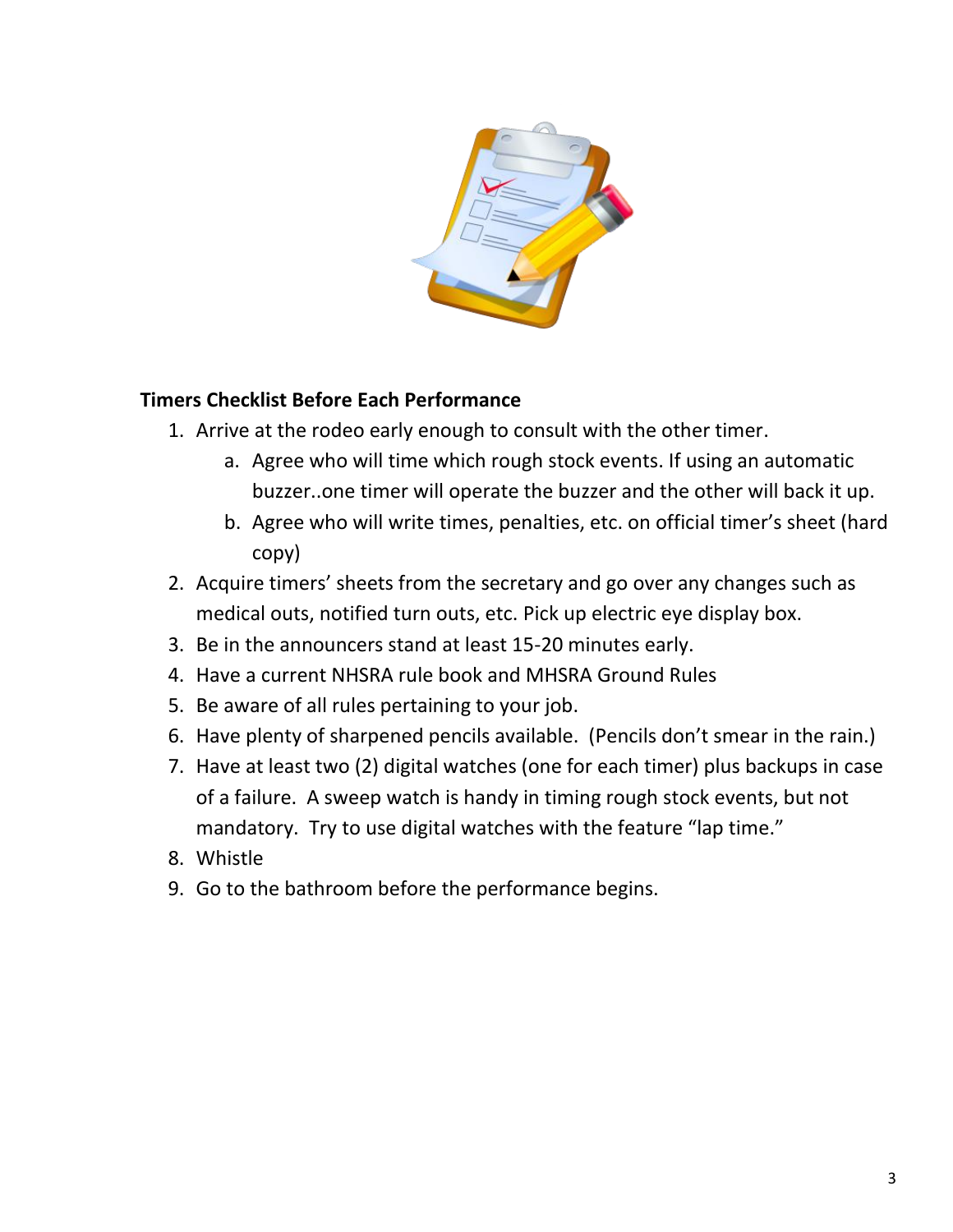**Timers Checklist Before Each Performance**

1. Arrive at the rodeo early enough to consult with the other timer.
   a. Agree who will time which rough stock events. If using an automatic buzzer..one timer will operate the buzzer and the other will back it up.
   b. Agree who will write times, penalties, etc. on official timer's sheet (hard copy)
2. Acquire timers' sheets from the secretary and go over any changes such as medical outs, notified turn outs, etc. Pick up electric eye display box.
3. Be in the announcers stand at least 15-20 minutes early.
4. Have a current NHSRA rule book and MHSRA Ground Rules
5. Be aware of all rules pertaining to your job.
6. Have plenty of sharpened pencils available. (Pencils don't smear in the rain.)
7. Have at least two (2) digital watches (one for each timer) plus backups in case of a failure. A sweep watch is handy in timing rough stock events, but not mandatory. Try to use digital watches with the feature "lap time."
8. Whistle
9. Go to the bathroom before the performance begins.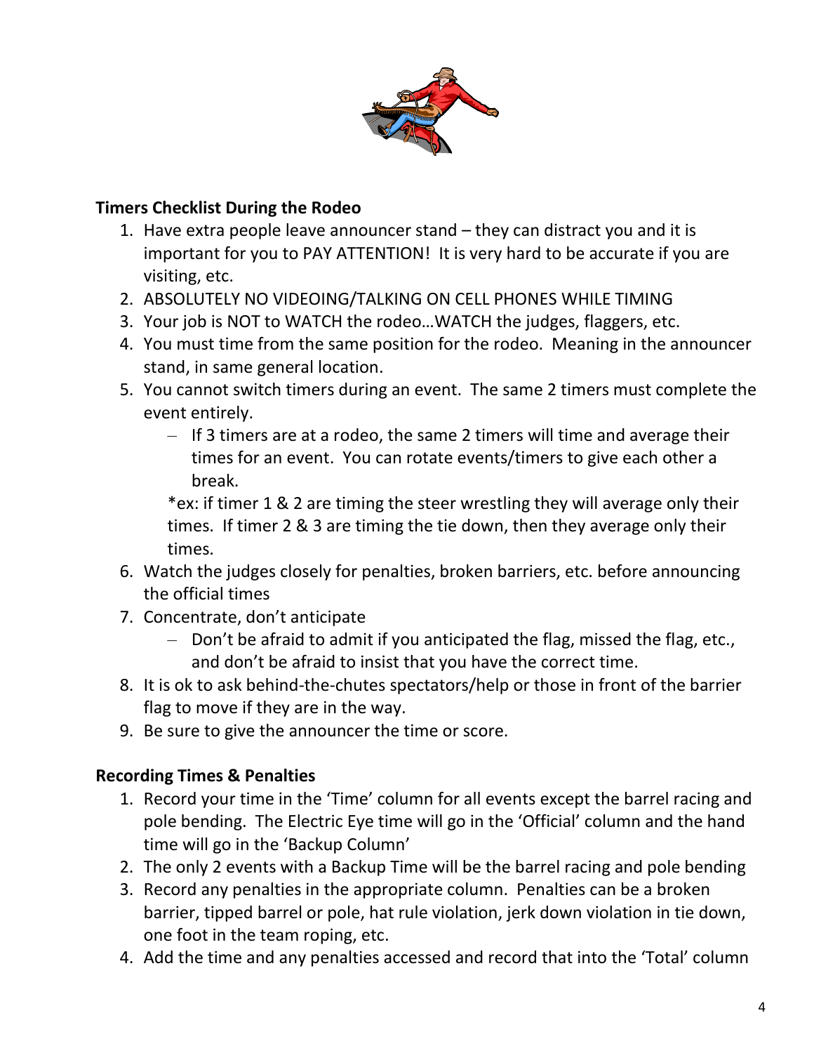### Timers Checklist During the Rodeo

1. Have extra people leave announcer stand – they can distract you and it is important for you to PAY ATTENTION! It is very hard to be accurate if you are visiting, etc.
2. ABSOLUTELY NO VIDEOING/TALKING ON CELL PHONES WHILE TIMING
3. Your job is NOT to WATCH the rodeo…WATCH the judges, flaggers, etc.
4. You must time from the same position for the rodeo. Meaning in the announcer stand, in same general location.
5. You cannot switch timers during an event. The same 2 timers must complete the event entirely.
   - If 3 timers are at a rodeo, the same 2 timers will time and average their times for an event. You can rotate events/timers to give each other a break.

   *ex: if timer 1 & 2 are timing the steer wrestling they will average only their times. If timer 2 & 3 are timing the tie down, then they average only their times.
6. Watch the judges closely for penalties, broken barriers, etc. before announcing the official times
7. Concentrate, don't anticipate
   - Don't be afraid to admit if you anticipated the flag, missed the flag, etc., and don't be afraid to insist that you have the correct time.
8. It is ok to ask behind-the-chutes spectators/help or those in front of the barrier flag to move if they are in the way.
9. Be sure to give the announcer the time or score.

### Recording Times & Penalties

1. Record your time in the 'Time' column for all events except the barrel racing and pole bending. The Electric Eye time will go in the 'Official' column and the hand time will go in the 'Backup Column'
2. The only 2 events with a Backup Time will be the barrel racing and pole bending
3. Record any penalties in the appropriate column. Penalties can be a broken barrier, tipped barrel or pole, hat rule violation, jerk down violation in tie down, one foot in the team roping, etc.
4. Add the time and any penalties accessed and record that into the 'Total' column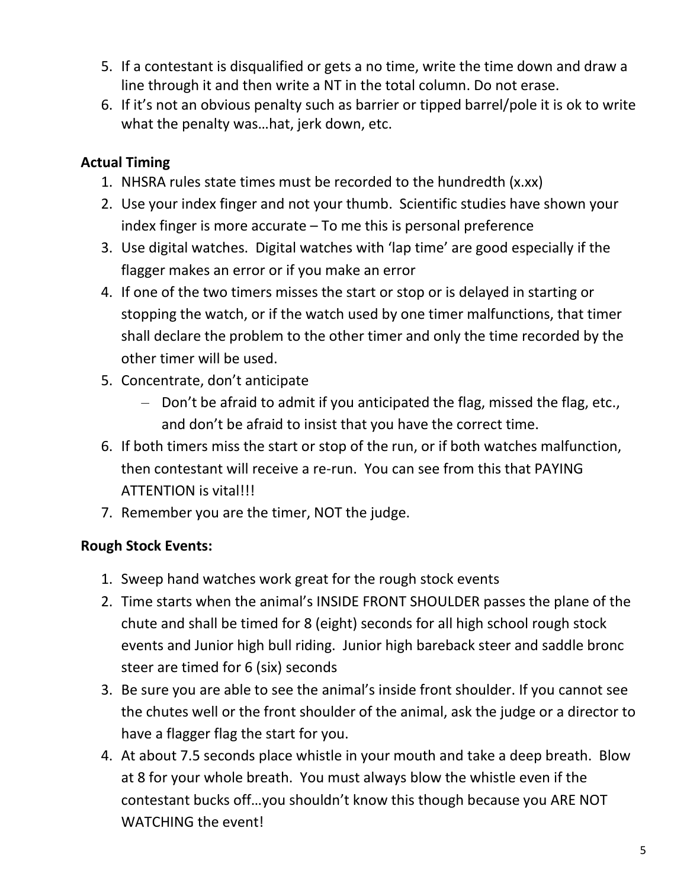5. If a contestant is disqualified or gets a no time, write the time down and draw a line through it and then write a NT in the total column. Do not erase.
6. If it's not an obvious penalty such as barrier or tipped barrel/pole it is ok to write what the penalty was…hat, jerk down, etc.

**Actual Timing**

1. NHSRA rules state times must be recorded to the hundredth (x.xx)
2. Use your index finger and not your thumb. Scientific studies have shown your index finger is more accurate – To me this is personal preference
3. Use digital watches. Digital watches with 'lap time' are good especially if the flagger makes an error or if you make an error
4. If one of the two timers misses the start or stop or is delayed in starting or stopping the watch, or if the watch used by one timer malfunctions, that timer shall declare the problem to the other timer and only the time recorded by the other timer will be used.
5. Concentrate, don't anticipate
   - Don't be afraid to admit if you anticipated the flag, missed the flag, etc., and don't be afraid to insist that you have the correct time.
6. If both timers miss the start or stop of the run, or if both watches malfunction, then contestant will receive a re-run. You can see from this that PAYING ATTENTION is vital!!!
7. Remember you are the timer, NOT the judge.

**Rough Stock Events:**

1. Sweep hand watches work great for the rough stock events
2. Time starts when the animal's INSIDE FRONT SHOULDER passes the plane of the chute and shall be timed for 8 (eight) seconds for all high school rough stock events and Junior high bull riding. Junior high bareback steer and saddle bronc steer are timed for 6 (six) seconds
3. Be sure you are able to see the animal's inside front shoulder. If you cannot see the chutes well or the front shoulder of the animal, ask the judge or a director to have a flagger flag the start for you.
4. At about 7.5 seconds place whistle in your mouth and take a deep breath. Blow at 8 for your whole breath. You must always blow the whistle even if the contestant bucks off…you shouldn't know this though because you ARE NOT WATCHING the event!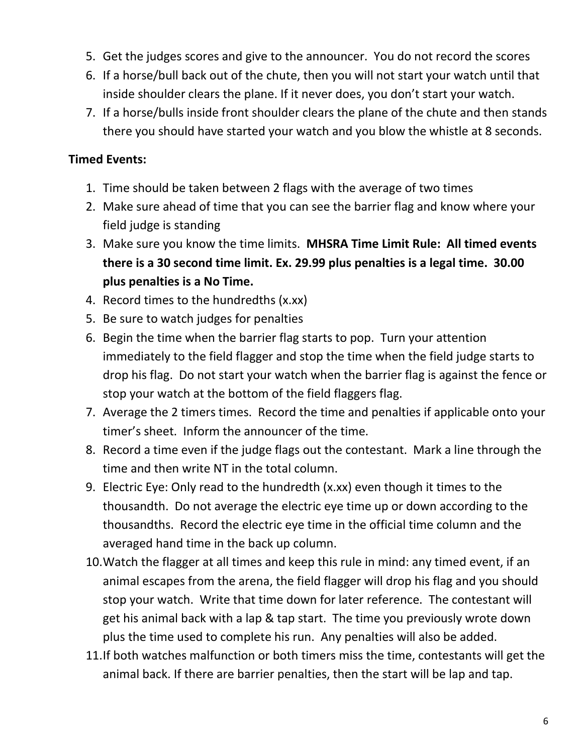5. Get the judges scores and give to the announcer. You do not record the scores
6. If a horse/bull back out of the chute, then you will not start your watch until that inside shoulder clears the plane. If it never does, you don't start your watch.
7. If a horse/bulls inside front shoulder clears the plane of the chute and then stands there you should have started your watch and you blow the whistle at 8 seconds.

**Timed Events:**

1. Time should be taken between 2 flags with the average of two times
2. Make sure ahead of time that you can see the barrier flag and know where your field judge is standing
3. Make sure you know the time limits. **MHSRA Time Limit Rule: All timed events there is a 30 second time limit. Ex. 29.99 plus penalties is a legal time. 30.00 plus penalties is a No Time.**
4. Record times to the hundredths (x.xx)
5. Be sure to watch judges for penalties
6. Begin the time when the barrier flag starts to pop. Turn your attention immediately to the field flagger and stop the time when the field judge starts to drop his flag. Do not start your watch when the barrier flag is against the fence or stop your watch at the bottom of the field flaggers flag.
7. Average the 2 timers times. Record the time and penalties if applicable onto your timer's sheet. Inform the announcer of the time.
8. Record a time even if the judge flags out the contestant. Mark a line through the time and then write NT in the total column.
9. Electric Eye: Only read to the hundredth (x.xx) even though it times to the thousandth. Do not average the electric eye time up or down according to the thousandths. Record the electric eye time in the official time column and the averaged hand time in the back up column.
10. Watch the flagger at all times and keep this rule in mind: any timed event, if an animal escapes from the arena, the field flagger will drop his flag and you should stop your watch. Write that time down for later reference. The contestant will get his animal back with a lap & tap start. The time you previously wrote down plus the time used to complete his run. Any penalties will also be added.
11. If both watches malfunction or both timers miss the time, contestants will get the animal back. If there are barrier penalties, then the start will be lap and tap.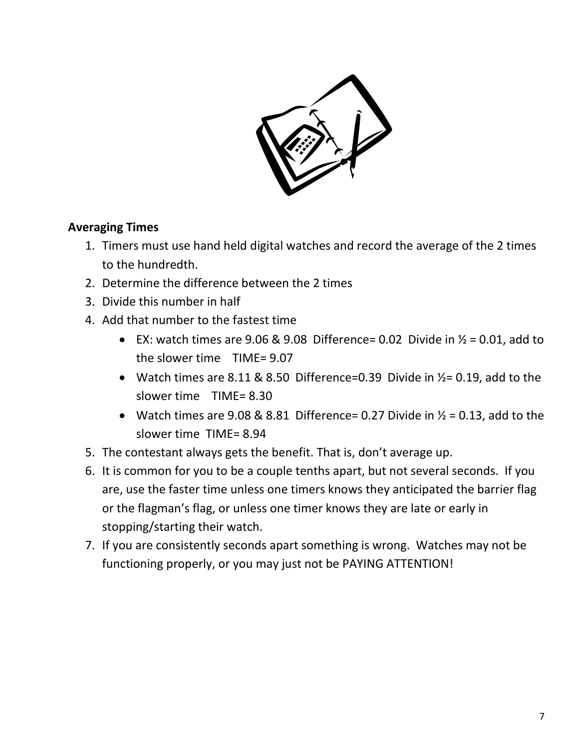**Averaging Times**

1. Timers must use hand held digital watches and record the average of the 2 times to the hundredth.
2. Determine the difference between the 2 times
3. Divide this number in half
4. Add that number to the fastest time
   - EX: watch times are 9.06 & 9.08 Difference= 0.02 Divide in ½ = 0.01, add to the slower time TIME= 9.07
   - Watch times are 8.11 & 8.50 Difference=0.39 Divide in ½= 0.19, add to the slower time TIME= 8.30
   - Watch times are 9.08 & 8.81 Difference= 0.27 Divide in ½ = 0.13, add to the slower time TIME= 8.94
5. The contestant always gets the benefit. That is, don't average up.
6. It is common for you to be a couple tenths apart, but not several seconds. If you are, use the faster time unless one timers knows they anticipated the barrier flag or the flagman's flag, or unless one timer knows they are late or early in stopping/starting their watch.
7. If you are consistently seconds apart something is wrong. Watches may not be functioning properly, or you may just not be PAYING ATTENTION!